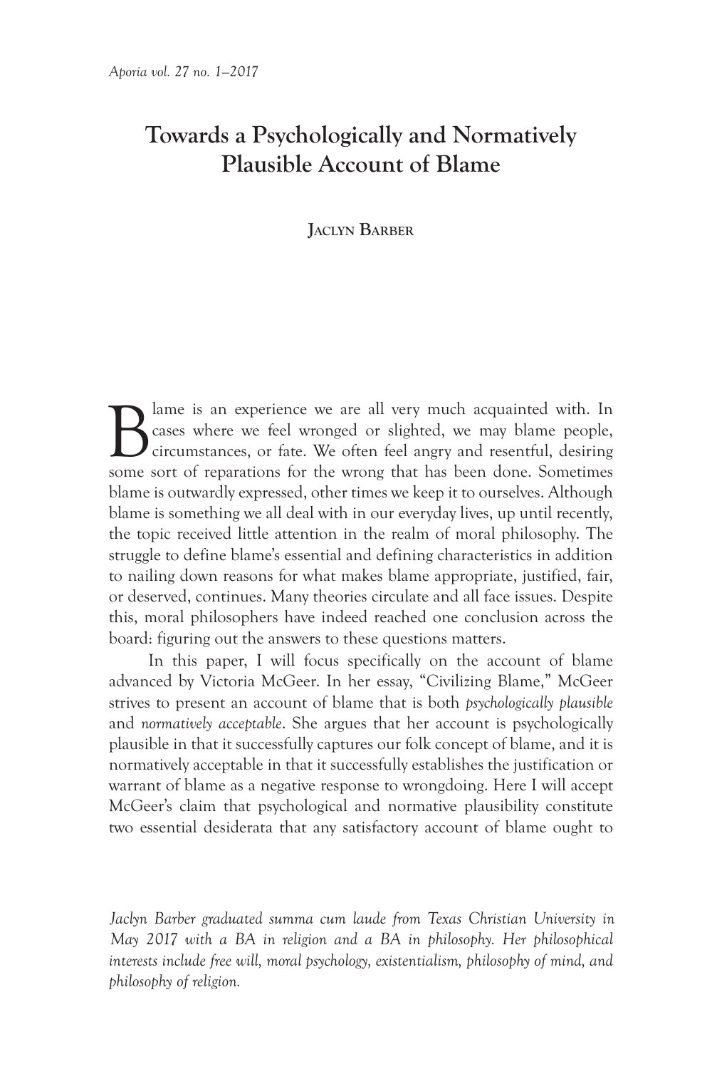# Towards a Psychologically and Normatively Plausible Account of Blame

Jaclyn Barber

Blame is an experience we are all very much acquainted with. In cases where we feel wronged or slighted, we may blame people, circumstances, or fate. We often feel angry and resentful, desiring some sort of reparations for the wrong that has been done. Sometimes blame is outwardly expressed, other times we keep it to ourselves. Although blame is something we all deal with in our everyday lives, up until recently, the topic received little attention in the realm of moral philosophy. The struggle to define blame's essential and defining characteristics in addition to nailing down reasons for what makes blame appropriate, justified, fair, or deserved, continues. Many theories circulate and all face issues. Despite this, moral philosophers have indeed reached one conclusion across the board: figuring out the answers to these questions matters.

In this paper, I will focus specifically on the account of blame advanced by Victoria McGeer. In her essay, "Civilizing Blame," McGeer strives to present an account of blame that is both *psychologically plausible* and *normatively acceptable*. She argues that her account is psychologically plausible in that it successfully captures our folk concept of blame, and it is normatively acceptable in that it successfully establishes the justification or warrant of blame as a negative response to wrongdoing. Here I will accept McGeer's claim that psychological and normative plausibility constitute two essential desiderata that any satisfactory account of blame ought to

*Jaclyn Barber graduated summa cum laude from Texas Christian University in May 2017 with a BA in religion and a BA in philosophy. Her philosophical interests include free will, moral psychology, existentialism, philosophy of mind, and philosophy of religion.*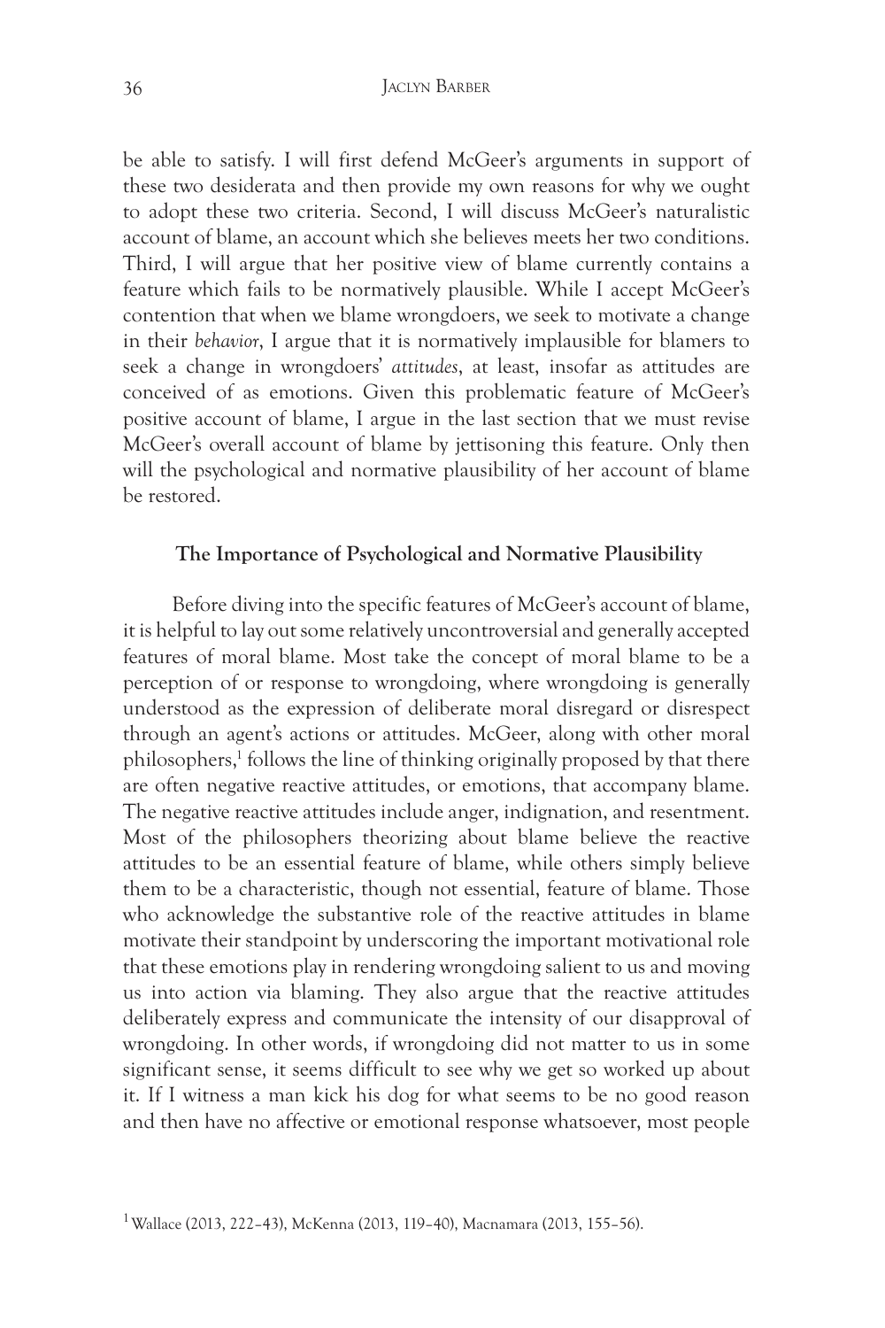be able to satisfy. I will first defend McGeer's arguments in support of these two desiderata and then provide my own reasons for why we ought to adopt these two criteria. Second, I will discuss McGeer's naturalistic account of blame, an account which she believes meets her two conditions. Third, I will argue that her positive view of blame currently contains a feature which fails to be normatively plausible. While I accept McGeer's contention that when we blame wrongdoers, we seek to motivate a change in their *behavior*, I argue that it is normatively implausible for blamers to seek a change in wrongdoers' *attitudes*, at least, insofar as attitudes are conceived of as emotions. Given this problematic feature of McGeer's positive account of blame, I argue in the last section that we must revise McGeer's overall account of blame by jettisoning this feature. Only then will the psychological and normative plausibility of her account of blame be restored.

## The Importance of Psychological and Normative Plausibility

Before diving into the specific features of McGeer's account of blame, it is helpful to lay out some relatively uncontroversial and generally accepted features of moral blame. Most take the concept of moral blame to be a perception of or response to wrongdoing, where wrongdoing is generally understood as the expression of deliberate moral disregard or disrespect through an agent's actions or attitudes. McGeer, along with other moral philosophers,[1] follows the line of thinking originally proposed by that there are often negative reactive attitudes, or emotions, that accompany blame. The negative reactive attitudes include anger, indignation, and resentment. Most of the philosophers theorizing about blame believe the reactive attitudes to be an essential feature of blame, while others simply believe them to be a characteristic, though not essential, feature of blame. Those who acknowledge the substantive role of the reactive attitudes in blame motivate their standpoint by underscoring the important motivational role that these emotions play in rendering wrongdoing salient to us and moving us into action via blaming. They also argue that the reactive attitudes deliberately express and communicate the intensity of our disapproval of wrongdoing. In other words, if wrongdoing did not matter to us in some significant sense, it seems difficult to see why we get so worked up about it. If I witness a man kick his dog for what seems to be no good reason and then have no affective or emotional response whatsoever, most people

[1] Wallace (2013, 222–43), McKenna (2013, 119–40), Macnamara (2013, 155–56).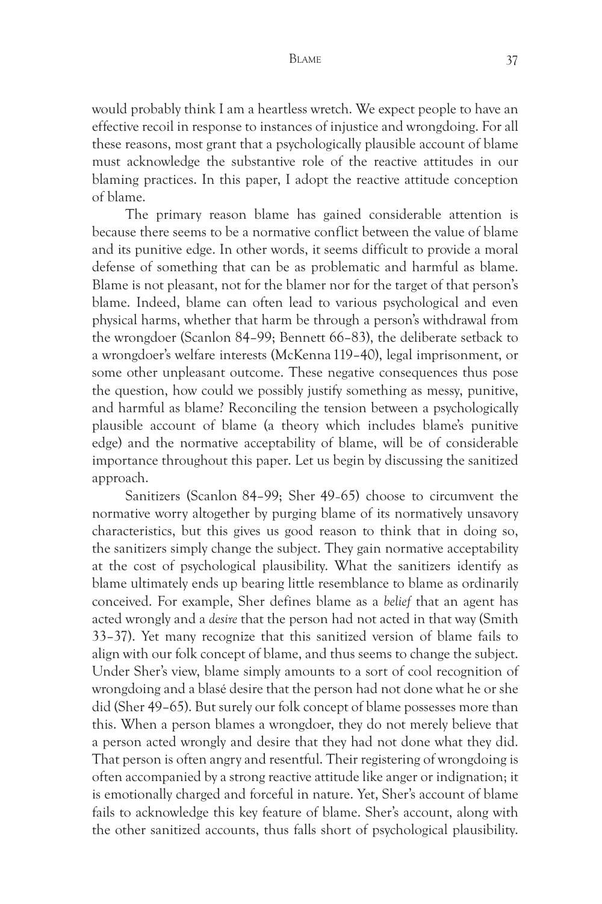would probably think I am a heartless wretch. We expect people to have an effective recoil in response to instances of injustice and wrongdoing. For all these reasons, most grant that a psychologically plausible account of blame must acknowledge the substantive role of the reactive attitudes in our blaming practices. In this paper, I adopt the reactive attitude conception of blame.

The primary reason blame has gained considerable attention is because there seems to be a normative conflict between the value of blame and its punitive edge. In other words, it seems difficult to provide a moral defense of something that can be as problematic and harmful as blame. Blame is not pleasant, not for the blamer nor for the target of that person's blame. Indeed, blame can often lead to various psychological and even physical harms, whether that harm be through a person's withdrawal from the wrongdoer (Scanlon 84–99; Bennett 66–83), the deliberate setback to a wrongdoer's welfare interests (McKenna 119–40), legal imprisonment, or some other unpleasant outcome. These negative consequences thus pose the question, how could we possibly justify something as messy, punitive, and harmful as blame? Reconciling the tension between a psychologically plausible account of blame (a theory which includes blame's punitive edge) and the normative acceptability of blame, will be of considerable importance throughout this paper. Let us begin by discussing the sanitized approach.

Sanitizers (Scanlon 84–99; Sher 49-65) choose to circumvent the normative worry altogether by purging blame of its normatively unsavory characteristics, but this gives us good reason to think that in doing so, the sanitizers simply change the subject. They gain normative acceptability at the cost of psychological plausibility. What the sanitizers identify as blame ultimately ends up bearing little resemblance to blame as ordinarily conceived. For example, Sher defines blame as a *belief* that an agent has acted wrongly and a *desire* that the person had not acted in that way (Smith 33–37). Yet many recognize that this sanitized version of blame fails to align with our folk concept of blame, and thus seems to change the subject. Under Sher's view, blame simply amounts to a sort of cool recognition of wrongdoing and a blasé desire that the person had not done what he or she did (Sher 49–65). But surely our folk concept of blame possesses more than this. When a person blames a wrongdoer, they do not merely believe that a person acted wrongly and desire that they had not done what they did. That person is often angry and resentful. Their registering of wrongdoing is often accompanied by a strong reactive attitude like anger or indignation; it is emotionally charged and forceful in nature. Yet, Sher's account of blame fails to acknowledge this key feature of blame. Sher's account, along with the other sanitized accounts, thus falls short of psychological plausibility.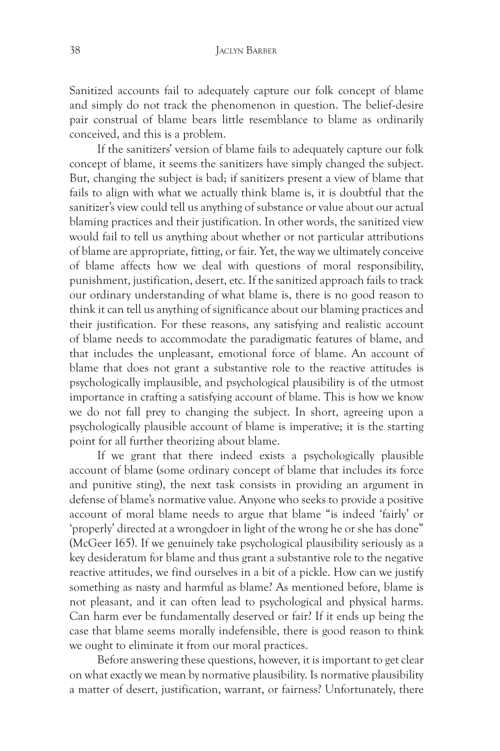Sanitized accounts fail to adequately capture our folk concept of blame and simply do not track the phenomenon in question. The belief-desire pair construal of blame bears little resemblance to blame as ordinarily conceived, and this is a problem.

If the sanitizers' version of blame fails to adequately capture our folk concept of blame, it seems the sanitizers have simply changed the subject. But, changing the subject is bad; if sanitizers present a view of blame that fails to align with what we actually think blame is, it is doubtful that the sanitizer's view could tell us anything of substance or value about our actual blaming practices and their justification. In other words, the sanitized view would fail to tell us anything about whether or not particular attributions of blame are appropriate, fitting, or fair. Yet, the way we ultimately conceive of blame affects how we deal with questions of moral responsibility, punishment, justification, desert, etc. If the sanitized approach fails to track our ordinary understanding of what blame is, there is no good reason to think it can tell us anything of significance about our blaming practices and their justification. For these reasons, any satisfying and realistic account of blame needs to accommodate the paradigmatic features of blame, and that includes the unpleasant, emotional force of blame. An account of blame that does not grant a substantive role to the reactive attitudes is psychologically implausible, and psychological plausibility is of the utmost importance in crafting a satisfying account of blame. This is how we know we do not fall prey to changing the subject. In short, agreeing upon a psychologically plausible account of blame is imperative; it is the starting point for all further theorizing about blame.

If we grant that there indeed exists a psychologically plausible account of blame (some ordinary concept of blame that includes its force and punitive sting), the next task consists in providing an argument in defense of blame's normative value. Anyone who seeks to provide a positive account of moral blame needs to argue that blame "is indeed 'fairly' or 'properly' directed at a wrongdoer in light of the wrong he or she has done" (McGeer 165). If we genuinely take psychological plausibility seriously as a key desideratum for blame and thus grant a substantive role to the negative reactive attitudes, we find ourselves in a bit of a pickle. How can we justify something as nasty and harmful as blame? As mentioned before, blame is not pleasant, and it can often lead to psychological and physical harms. Can harm ever be fundamentally deserved or fair? If it ends up being the case that blame seems morally indefensible, there is good reason to think we ought to eliminate it from our moral practices.

Before answering these questions, however, it is important to get clear on what exactly we mean by normative plausibility. Is normative plausibility a matter of desert, justification, warrant, or fairness? Unfortunately, there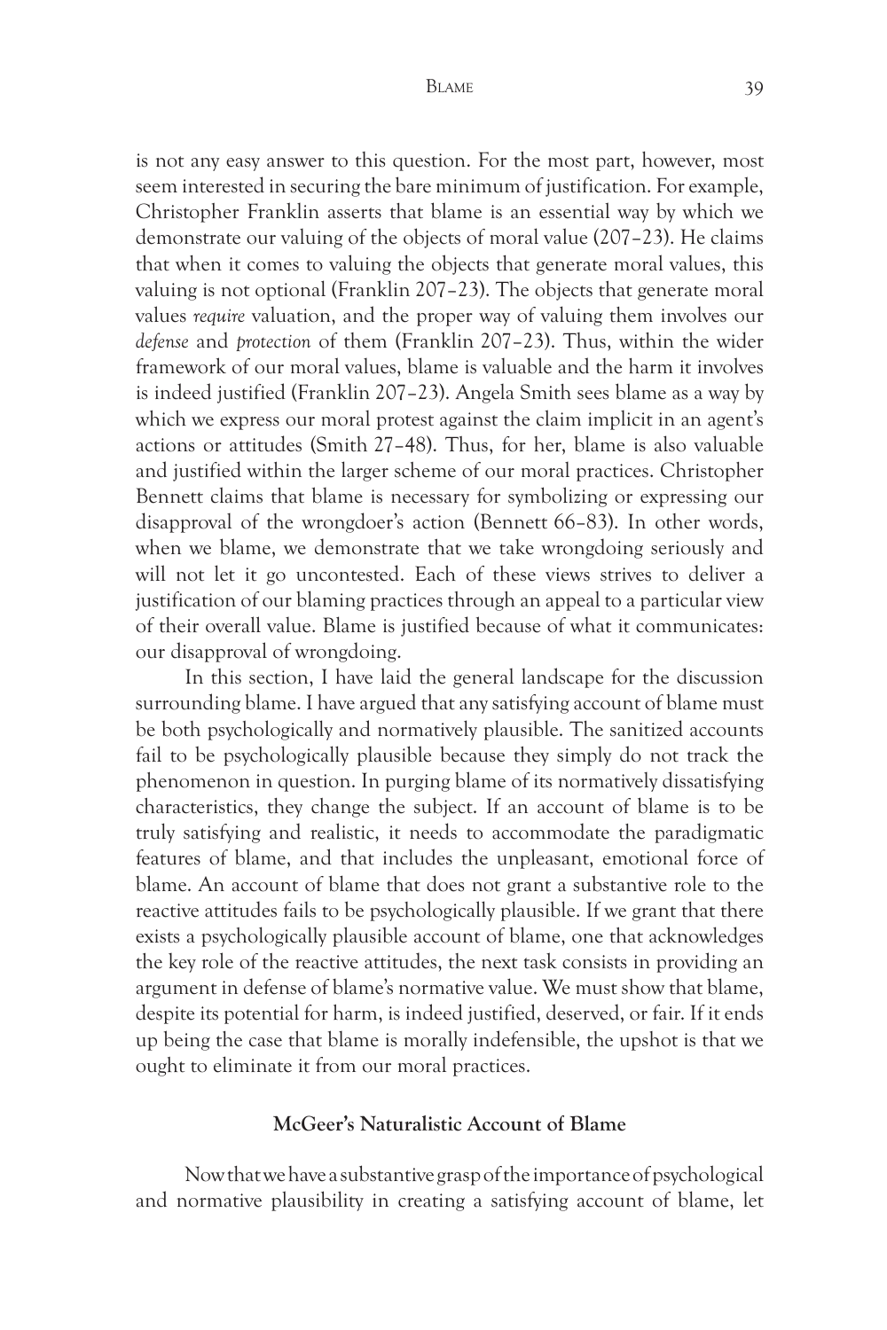is not any easy answer to this question. For the most part, however, most seem interested in securing the bare minimum of justification. For example, Christopher Franklin asserts that blame is an essential way by which we demonstrate our valuing of the objects of moral value (207–23). He claims that when it comes to valuing the objects that generate moral values, this valuing is not optional (Franklin 207–23). The objects that generate moral values *require* valuation, and the proper way of valuing them involves our *defense* and *protection* of them (Franklin 207–23). Thus, within the wider framework of our moral values, blame is valuable and the harm it involves is indeed justified (Franklin 207–23). Angela Smith sees blame as a way by which we express our moral protest against the claim implicit in an agent's actions or attitudes (Smith 27–48). Thus, for her, blame is also valuable and justified within the larger scheme of our moral practices. Christopher Bennett claims that blame is necessary for symbolizing or expressing our disapproval of the wrongdoer's action (Bennett 66–83). In other words, when we blame, we demonstrate that we take wrongdoing seriously and will not let it go uncontested. Each of these views strives to deliver a justification of our blaming practices through an appeal to a particular view of their overall value. Blame is justified because of what it communicates: our disapproval of wrongdoing.

In this section, I have laid the general landscape for the discussion surrounding blame. I have argued that any satisfying account of blame must be both psychologically and normatively plausible. The sanitized accounts fail to be psychologically plausible because they simply do not track the phenomenon in question. In purging blame of its normatively dissatisfying characteristics, they change the subject. If an account of blame is to be truly satisfying and realistic, it needs to accommodate the paradigmatic features of blame, and that includes the unpleasant, emotional force of blame. An account of blame that does not grant a substantive role to the reactive attitudes fails to be psychologically plausible. If we grant that there exists a psychologically plausible account of blame, one that acknowledges the key role of the reactive attitudes, the next task consists in providing an argument in defense of blame's normative value. We must show that blame, despite its potential for harm, is indeed justified, deserved, or fair. If it ends up being the case that blame is morally indefensible, the upshot is that we ought to eliminate it from our moral practices.

## McGeer's Naturalistic Account of Blame

Now that we have a substantive grasp of the importance of psychological and normative plausibility in creating a satisfying account of blame, let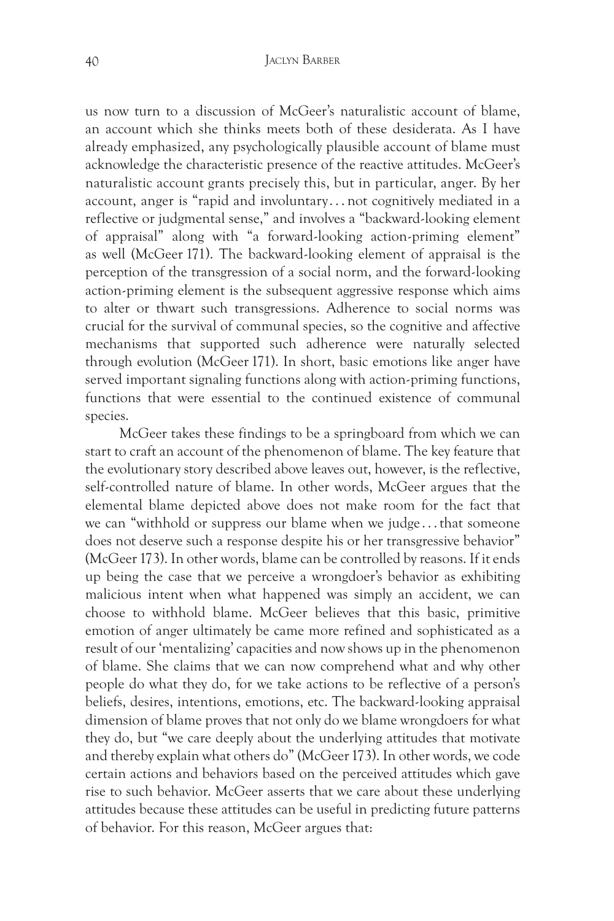us now turn to a discussion of McGeer's naturalistic account of blame, an account which she thinks meets both of these desiderata. As I have already emphasized, any psychologically plausible account of blame must acknowledge the characteristic presence of the reactive attitudes. McGeer's naturalistic account grants precisely this, but in particular, anger. By her account, anger is "rapid and involuntary . . . not cognitively mediated in a reflective or judgmental sense," and involves a "backward-looking element of appraisal" along with "a forward-looking action-priming element" as well (McGeer 171). The backward-looking element of appraisal is the perception of the transgression of a social norm, and the forward-looking action-priming element is the subsequent aggressive response which aims to alter or thwart such transgressions. Adherence to social norms was crucial for the survival of communal species, so the cognitive and affective mechanisms that supported such adherence were naturally selected through evolution (McGeer 171). In short, basic emotions like anger have served important signaling functions along with action-priming functions, functions that were essential to the continued existence of communal species.

McGeer takes these findings to be a springboard from which we can start to craft an account of the phenomenon of blame. The key feature that the evolutionary story described above leaves out, however, is the reflective, self-controlled nature of blame. In other words, McGeer argues that the elemental blame depicted above does not make room for the fact that we can "withhold or suppress our blame when we judge . . . that someone does not deserve such a response despite his or her transgressive behavior" (McGeer 173). In other words, blame can be controlled by reasons. If it ends up being the case that we perceive a wrongdoer's behavior as exhibiting malicious intent when what happened was simply an accident, we can choose to withhold blame. McGeer believes that this basic, primitive emotion of anger ultimately be came more refined and sophisticated as a result of our 'mentalizing' capacities and now shows up in the phenomenon of blame. She claims that we can now comprehend what and why other people do what they do, for we take actions to be reflective of a person's beliefs, desires, intentions, emotions, etc. The backward-looking appraisal dimension of blame proves that not only do we blame wrongdoers for what they do, but "we care deeply about the underlying attitudes that motivate and thereby explain what others do" (McGeer 173). In other words, we code certain actions and behaviors based on the perceived attitudes which gave rise to such behavior. McGeer asserts that we care about these underlying attitudes because these attitudes can be useful in predicting future patterns of behavior. For this reason, McGeer argues that: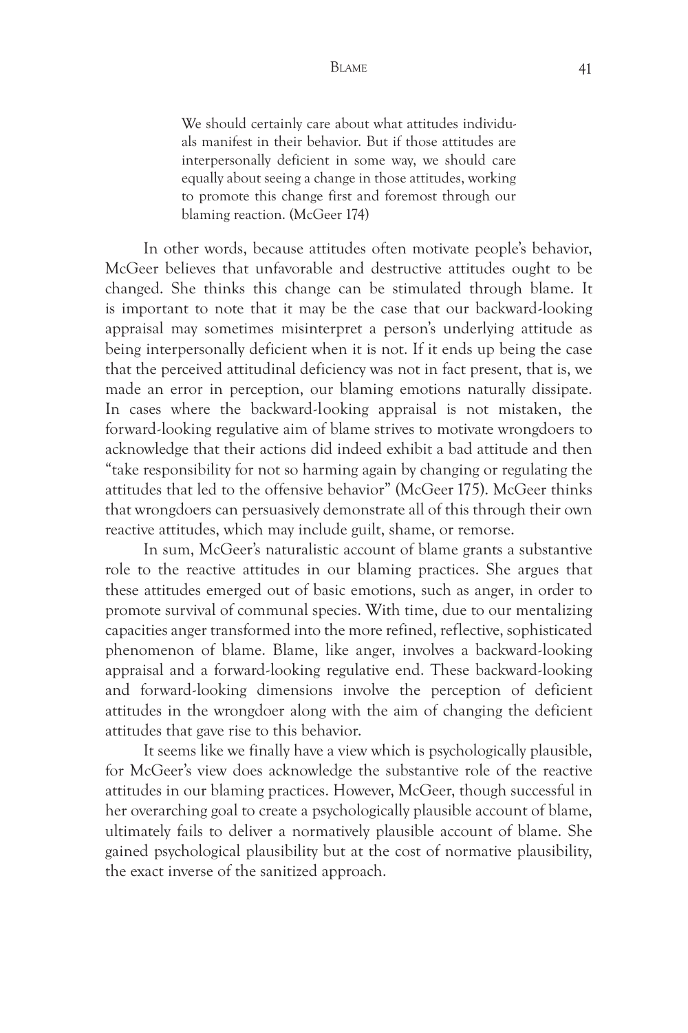> We should certainly care about what attitudes individuals manifest in their behavior. But if those attitudes are interpersonally deficient in some way, we should care equally about seeing a change in those attitudes, working to promote this change first and foremost through our blaming reaction. (McGeer 174)

In other words, because attitudes often motivate people's behavior, McGeer believes that unfavorable and destructive attitudes ought to be changed. She thinks this change can be stimulated through blame. It is important to note that it may be the case that our backward-looking appraisal may sometimes misinterpret a person's underlying attitude as being interpersonally deficient when it is not. If it ends up being the case that the perceived attitudinal deficiency was not in fact present, that is, we made an error in perception, our blaming emotions naturally dissipate. In cases where the backward-looking appraisal is not mistaken, the forward-looking regulative aim of blame strives to motivate wrongdoers to acknowledge that their actions did indeed exhibit a bad attitude and then "take responsibility for not so harming again by changing or regulating the attitudes that led to the offensive behavior" (McGeer 175). McGeer thinks that wrongdoers can persuasively demonstrate all of this through their own reactive attitudes, which may include guilt, shame, or remorse.

In sum, McGeer's naturalistic account of blame grants a substantive role to the reactive attitudes in our blaming practices. She argues that these attitudes emerged out of basic emotions, such as anger, in order to promote survival of communal species. With time, due to our mentalizing capacities anger transformed into the more refined, reflective, sophisticated phenomenon of blame. Blame, like anger, involves a backward-looking appraisal and a forward-looking regulative end. These backward-looking and forward-looking dimensions involve the perception of deficient attitudes in the wrongdoer along with the aim of changing the deficient attitudes that gave rise to this behavior.

It seems like we finally have a view which is psychologically plausible, for McGeer's view does acknowledge the substantive role of the reactive attitudes in our blaming practices. However, McGeer, though successful in her overarching goal to create a psychologically plausible account of blame, ultimately fails to deliver a normatively plausible account of blame. She gained psychological plausibility but at the cost of normative plausibility, the exact inverse of the sanitized approach.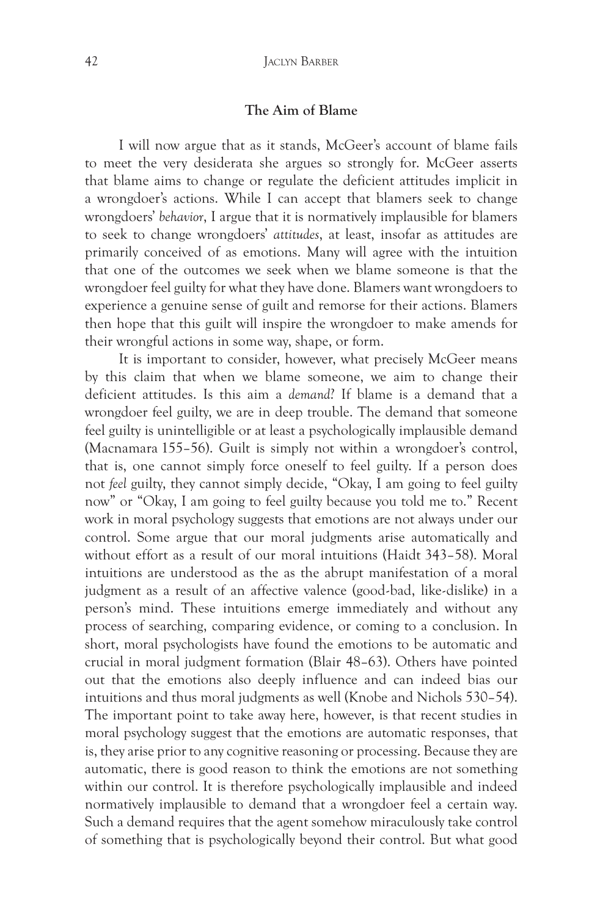## The Aim of Blame

I will now argue that as it stands, McGeer's account of blame fails to meet the very desiderata she argues so strongly for. McGeer asserts that blame aims to change or regulate the deficient attitudes implicit in a wrongdoer's actions. While I can accept that blamers seek to change wrongdoers' *behavior*, I argue that it is normatively implausible for blamers to seek to change wrongdoers' *attitudes*, at least, insofar as attitudes are primarily conceived of as emotions. Many will agree with the intuition that one of the outcomes we seek when we blame someone is that the wrongdoer feel guilty for what they have done. Blamers want wrongdoers to experience a genuine sense of guilt and remorse for their actions. Blamers then hope that this guilt will inspire the wrongdoer to make amends for their wrongful actions in some way, shape, or form.

It is important to consider, however, what precisely McGeer means by this claim that when we blame someone, we aim to change their deficient attitudes. Is this aim a *demand*? If blame is a demand that a wrongdoer feel guilty, we are in deep trouble. The demand that someone feel guilty is unintelligible or at least a psychologically implausible demand (Macnamara 155–56). Guilt is simply not within a wrongdoer's control, that is, one cannot simply force oneself to feel guilty. If a person does not *feel* guilty, they cannot simply decide, "Okay, I am going to feel guilty now" or "Okay, I am going to feel guilty because you told me to." Recent work in moral psychology suggests that emotions are not always under our control. Some argue that our moral judgments arise automatically and without effort as a result of our moral intuitions (Haidt 343–58). Moral intuitions are understood as the as the abrupt manifestation of a moral judgment as a result of an affective valence (good-bad, like-dislike) in a person's mind. These intuitions emerge immediately and without any process of searching, comparing evidence, or coming to a conclusion. In short, moral psychologists have found the emotions to be automatic and crucial in moral judgment formation (Blair 48–63). Others have pointed out that the emotions also deeply influence and can indeed bias our intuitions and thus moral judgments as well (Knobe and Nichols 530–54). The important point to take away here, however, is that recent studies in moral psychology suggest that the emotions are automatic responses, that is, they arise prior to any cognitive reasoning or processing. Because they are automatic, there is good reason to think the emotions are not something within our control. It is therefore psychologically implausible and indeed normatively implausible to demand that a wrongdoer feel a certain way. Such a demand requires that the agent somehow miraculously take control of something that is psychologically beyond their control. But what good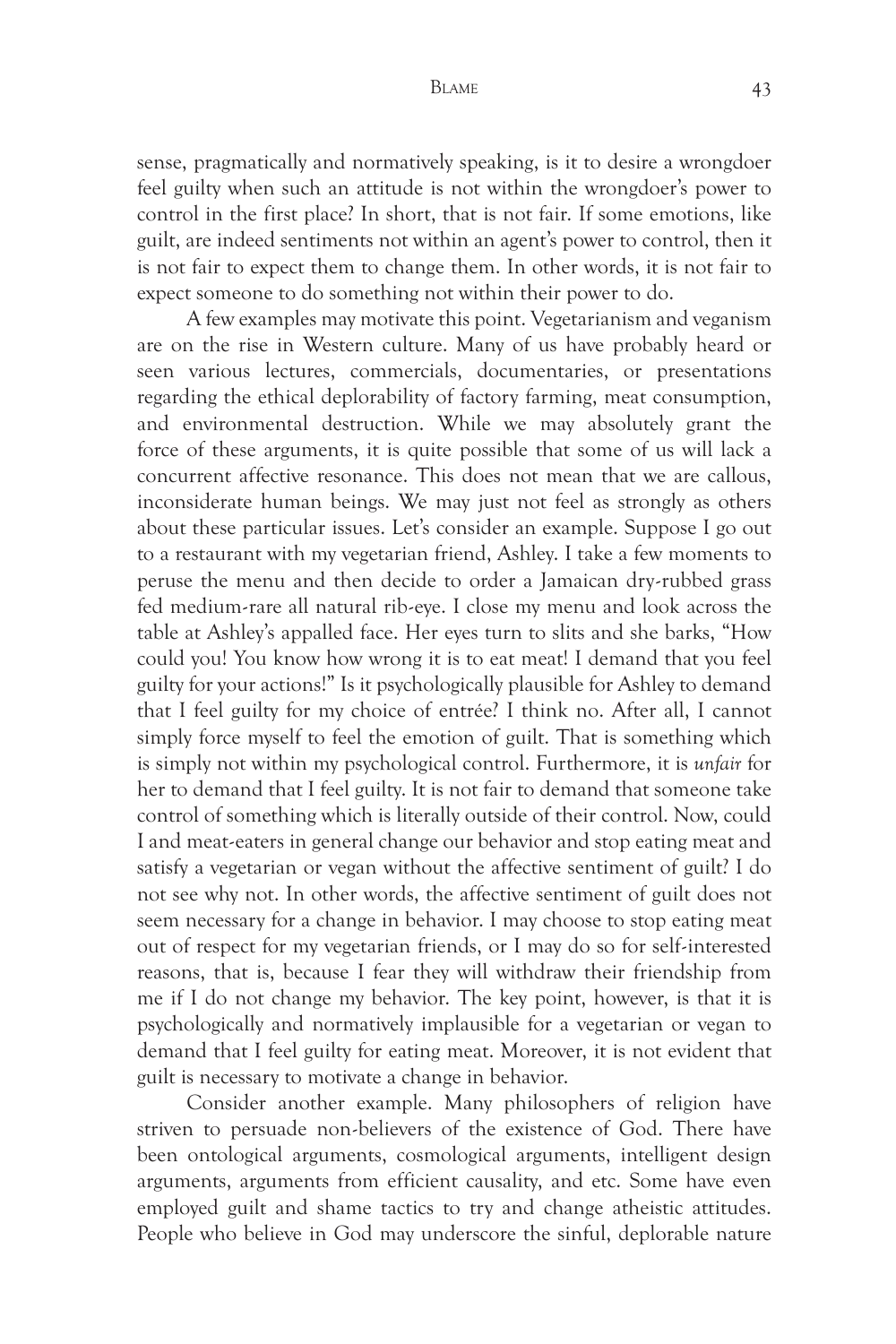sense, pragmatically and normatively speaking, is it to desire a wrongdoer feel guilty when such an attitude is not within the wrongdoer's power to control in the first place? In short, that is not fair. If some emotions, like guilt, are indeed sentiments not within an agent's power to control, then it is not fair to expect them to change them. In other words, it is not fair to expect someone to do something not within their power to do.

A few examples may motivate this point. Vegetarianism and veganism are on the rise in Western culture. Many of us have probably heard or seen various lectures, commercials, documentaries, or presentations regarding the ethical deplorability of factory farming, meat consumption, and environmental destruction. While we may absolutely grant the force of these arguments, it is quite possible that some of us will lack a concurrent affective resonance. This does not mean that we are callous, inconsiderate human beings. We may just not feel as strongly as others about these particular issues. Let's consider an example. Suppose I go out to a restaurant with my vegetarian friend, Ashley. I take a few moments to peruse the menu and then decide to order a Jamaican dry-rubbed grass fed medium-rare all natural rib-eye. I close my menu and look across the table at Ashley's appalled face. Her eyes turn to slits and she barks, "How could you! You know how wrong it is to eat meat! I demand that you feel guilty for your actions!" Is it psychologically plausible for Ashley to demand that I feel guilty for my choice of entrée? I think no. After all, I cannot simply force myself to feel the emotion of guilt. That is something which is simply not within my psychological control. Furthermore, it is *unfair* for her to demand that I feel guilty. It is not fair to demand that someone take control of something which is literally outside of their control. Now, could I and meat-eaters in general change our behavior and stop eating meat and satisfy a vegetarian or vegan without the affective sentiment of guilt? I do not see why not. In other words, the affective sentiment of guilt does not seem necessary for a change in behavior. I may choose to stop eating meat out of respect for my vegetarian friends, or I may do so for self-interested reasons, that is, because I fear they will withdraw their friendship from me if I do not change my behavior. The key point, however, is that it is psychologically and normatively implausible for a vegetarian or vegan to demand that I feel guilty for eating meat. Moreover, it is not evident that guilt is necessary to motivate a change in behavior.

Consider another example. Many philosophers of religion have striven to persuade non-believers of the existence of God. There have been ontological arguments, cosmological arguments, intelligent design arguments, arguments from efficient causality, and etc. Some have even employed guilt and shame tactics to try and change atheistic attitudes. People who believe in God may underscore the sinful, deplorable nature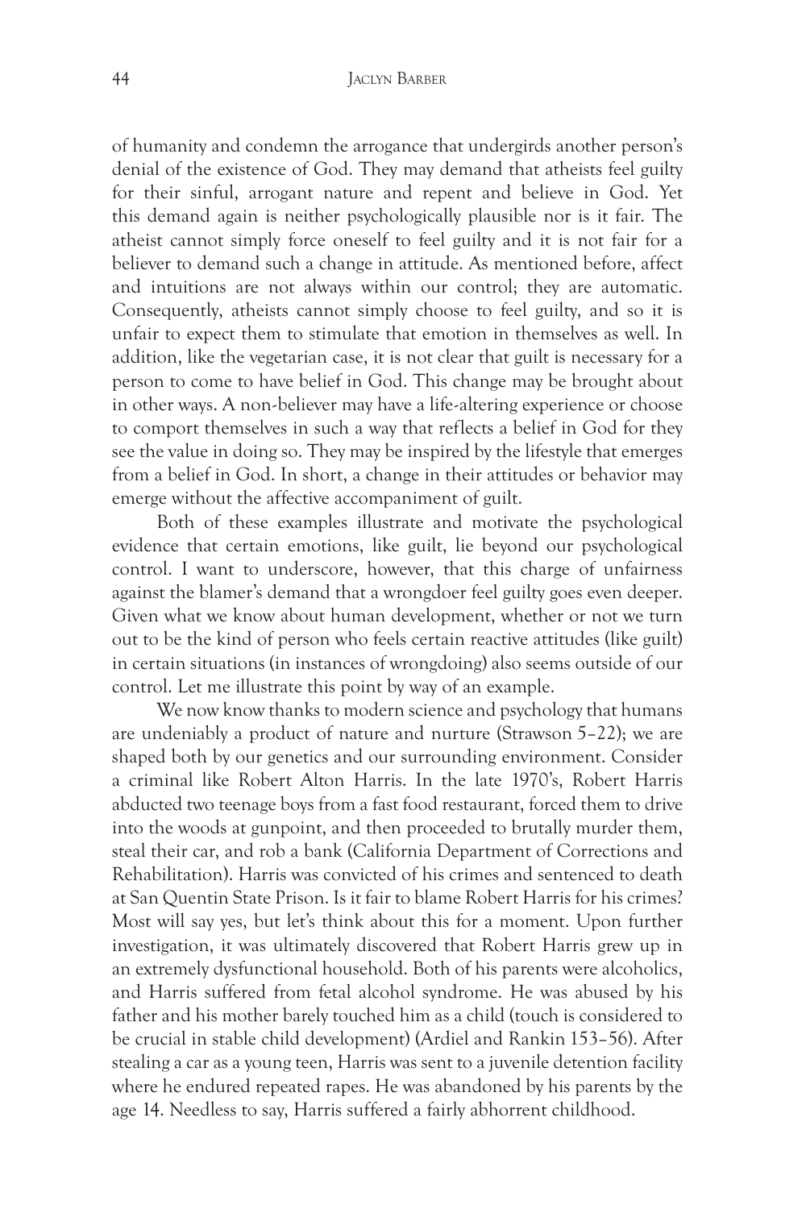of humanity and condemn the arrogance that undergirds another person's denial of the existence of God. They may demand that atheists feel guilty for their sinful, arrogant nature and repent and believe in God. Yet this demand again is neither psychologically plausible nor is it fair. The atheist cannot simply force oneself to feel guilty and it is not fair for a believer to demand such a change in attitude. As mentioned before, affect and intuitions are not always within our control; they are automatic. Consequently, atheists cannot simply choose to feel guilty, and so it is unfair to expect them to stimulate that emotion in themselves as well. In addition, like the vegetarian case, it is not clear that guilt is necessary for a person to come to have belief in God. This change may be brought about in other ways. A non-believer may have a life-altering experience or choose to comport themselves in such a way that reflects a belief in God for they see the value in doing so. They may be inspired by the lifestyle that emerges from a belief in God. In short, a change in their attitudes or behavior may emerge without the affective accompaniment of guilt.

Both of these examples illustrate and motivate the psychological evidence that certain emotions, like guilt, lie beyond our psychological control. I want to underscore, however, that this charge of unfairness against the blamer's demand that a wrongdoer feel guilty goes even deeper. Given what we know about human development, whether or not we turn out to be the kind of person who feels certain reactive attitudes (like guilt) in certain situations (in instances of wrongdoing) also seems outside of our control. Let me illustrate this point by way of an example.

We now know thanks to modern science and psychology that humans are undeniably a product of nature and nurture (Strawson 5–22); we are shaped both by our genetics and our surrounding environment. Consider a criminal like Robert Alton Harris. In the late 1970's, Robert Harris abducted two teenage boys from a fast food restaurant, forced them to drive into the woods at gunpoint, and then proceeded to brutally murder them, steal their car, and rob a bank (California Department of Corrections and Rehabilitation). Harris was convicted of his crimes and sentenced to death at San Quentin State Prison. Is it fair to blame Robert Harris for his crimes? Most will say yes, but let's think about this for a moment. Upon further investigation, it was ultimately discovered that Robert Harris grew up in an extremely dysfunctional household. Both of his parents were alcoholics, and Harris suffered from fetal alcohol syndrome. He was abused by his father and his mother barely touched him as a child (touch is considered to be crucial in stable child development) (Ardiel and Rankin 153–56). After stealing a car as a young teen, Harris was sent to a juvenile detention facility where he endured repeated rapes. He was abandoned by his parents by the age 14. Needless to say, Harris suffered a fairly abhorrent childhood.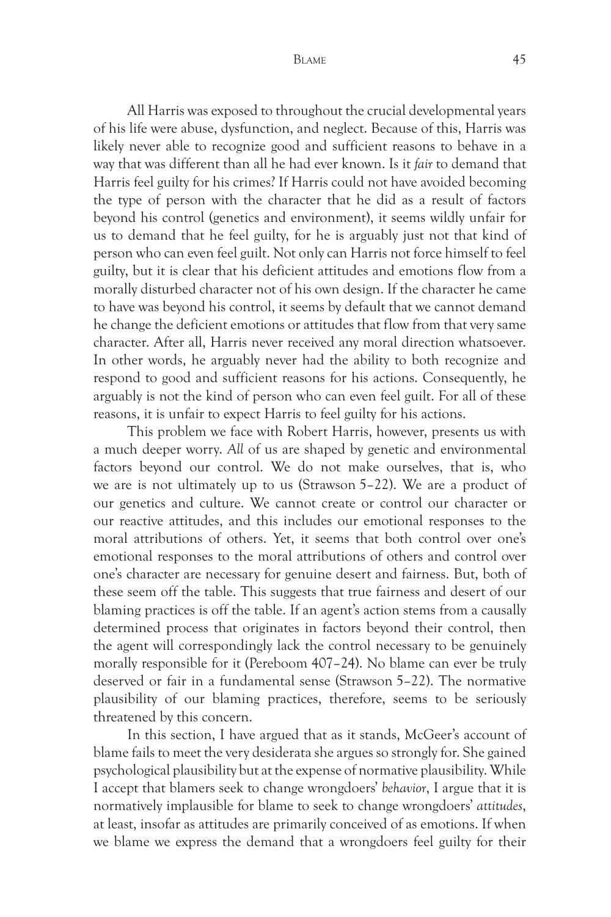All Harris was exposed to throughout the crucial developmental years of his life were abuse, dysfunction, and neglect. Because of this, Harris was likely never able to recognize good and sufficient reasons to behave in a way that was different than all he had ever known. Is it *fair* to demand that Harris feel guilty for his crimes? If Harris could not have avoided becoming the type of person with the character that he did as a result of factors beyond his control (genetics and environment), it seems wildly unfair for us to demand that he feel guilty, for he is arguably just not that kind of person who can even feel guilt. Not only can Harris not force himself to feel guilty, but it is clear that his deficient attitudes and emotions flow from a morally disturbed character not of his own design. If the character he came to have was beyond his control, it seems by default that we cannot demand he change the deficient emotions or attitudes that flow from that very same character. After all, Harris never received any moral direction whatsoever. In other words, he arguably never had the ability to both recognize and respond to good and sufficient reasons for his actions. Consequently, he arguably is not the kind of person who can even feel guilt. For all of these reasons, it is unfair to expect Harris to feel guilty for his actions.

This problem we face with Robert Harris, however, presents us with a much deeper worry. *All* of us are shaped by genetic and environmental factors beyond our control. We do not make ourselves, that is, who we are is not ultimately up to us (Strawson 5–22). We are a product of our genetics and culture. We cannot create or control our character or our reactive attitudes, and this includes our emotional responses to the moral attributions of others. Yet, it seems that both control over one's emotional responses to the moral attributions of others and control over one's character are necessary for genuine desert and fairness. But, both of these seem off the table. This suggests that true fairness and desert of our blaming practices is off the table. If an agent's action stems from a causally determined process that originates in factors beyond their control, then the agent will correspondingly lack the control necessary to be genuinely morally responsible for it (Pereboom 407–24). No blame can ever be truly deserved or fair in a fundamental sense (Strawson 5–22). The normative plausibility of our blaming practices, therefore, seems to be seriously threatened by this concern.

In this section, I have argued that as it stands, McGeer's account of blame fails to meet the very desiderata she argues so strongly for. She gained psychological plausibility but at the expense of normative plausibility. While I accept that blamers seek to change wrongdoers' *behavior*, I argue that it is normatively implausible for blame to seek to change wrongdoers' *attitudes*, at least, insofar as attitudes are primarily conceived of as emotions. If when we blame we express the demand that a wrongdoers feel guilty for their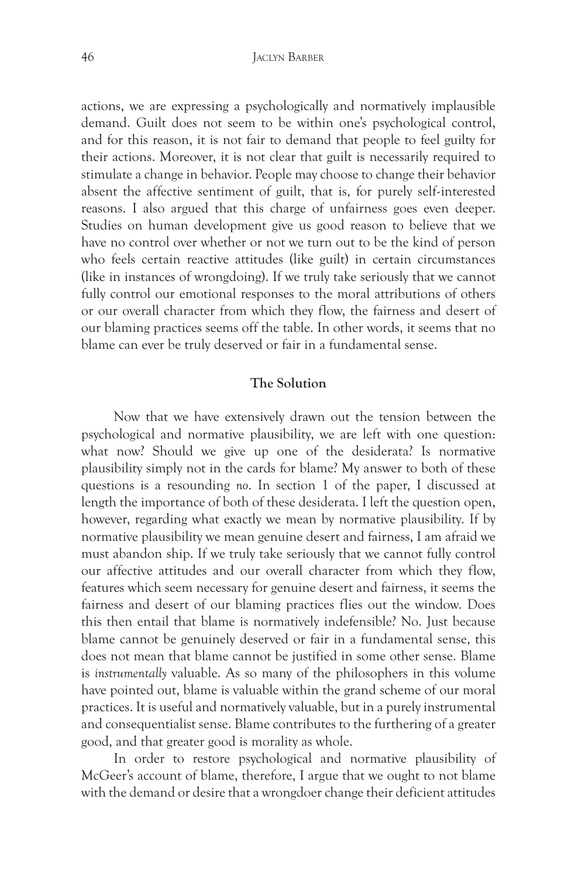actions, we are expressing a psychologically and normatively implausible demand. Guilt does not seem to be within one's psychological control, and for this reason, it is not fair to demand that people to feel guilty for their actions. Moreover, it is not clear that guilt is necessarily required to stimulate a change in behavior. People may choose to change their behavior absent the affective sentiment of guilt, that is, for purely self-interested reasons. I also argued that this charge of unfairness goes even deeper. Studies on human development give us good reason to believe that we have no control over whether or not we turn out to be the kind of person who feels certain reactive attitudes (like guilt) in certain circumstances (like in instances of wrongdoing). If we truly take seriously that we cannot fully control our emotional responses to the moral attributions of others or our overall character from which they flow, the fairness and desert of our blaming practices seems off the table. In other words, it seems that no blame can ever be truly deserved or fair in a fundamental sense.

## The Solution

Now that we have extensively drawn out the tension between the psychological and normative plausibility, we are left with one question: what now? Should we give up one of the desiderata? Is normative plausibility simply not in the cards for blame? My answer to both of these questions is a resounding *no*. In section 1 of the paper, I discussed at length the importance of both of these desiderata. I left the question open, however, regarding what exactly we mean by normative plausibility. If by normative plausibility we mean genuine desert and fairness, I am afraid we must abandon ship. If we truly take seriously that we cannot fully control our affective attitudes and our overall character from which they flow, features which seem necessary for genuine desert and fairness, it seems the fairness and desert of our blaming practices flies out the window. Does this then entail that blame is normatively indefensible? No. Just because blame cannot be genuinely deserved or fair in a fundamental sense, this does not mean that blame cannot be justified in some other sense. Blame is *instrumentally* valuable. As so many of the philosophers in this volume have pointed out, blame is valuable within the grand scheme of our moral practices. It is useful and normatively valuable, but in a purely instrumental and consequentialist sense. Blame contributes to the furthering of a greater good, and that greater good is morality as whole.

In order to restore psychological and normative plausibility of McGeer's account of blame, therefore, I argue that we ought to not blame with the demand or desire that a wrongdoer change their deficient attitudes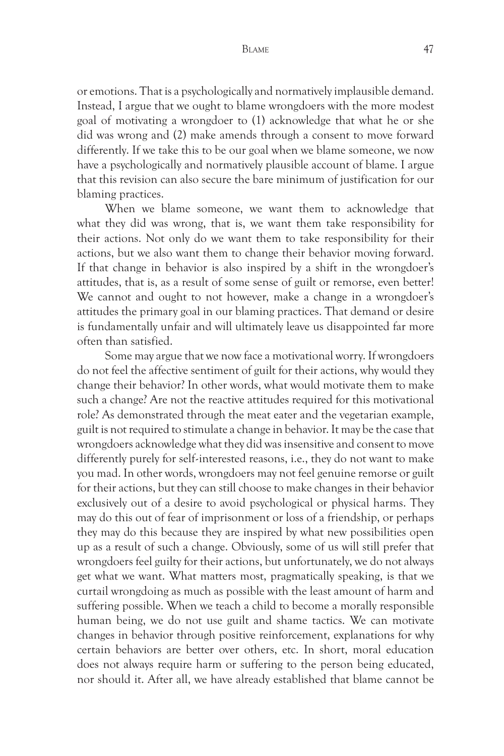or emotions. That is a psychologically and normatively implausible demand. Instead, I argue that we ought to blame wrongdoers with the more modest goal of motivating a wrongdoer to (1) acknowledge that what he or she did was wrong and (2) make amends through a consent to move forward differently. If we take this to be our goal when we blame someone, we now have a psychologically and normatively plausible account of blame. I argue that this revision can also secure the bare minimum of justification for our blaming practices.

When we blame someone, we want them to acknowledge that what they did was wrong, that is, we want them take responsibility for their actions. Not only do we want them to take responsibility for their actions, but we also want them to change their behavior moving forward. If that change in behavior is also inspired by a shift in the wrongdoer's attitudes, that is, as a result of some sense of guilt or remorse, even better! We cannot and ought to not however, make a change in a wrongdoer's attitudes the primary goal in our blaming practices. That demand or desire is fundamentally unfair and will ultimately leave us disappointed far more often than satisfied.

Some may argue that we now face a motivational worry. If wrongdoers do not feel the affective sentiment of guilt for their actions, why would they change their behavior? In other words, what would motivate them to make such a change? Are not the reactive attitudes required for this motivational role? As demonstrated through the meat eater and the vegetarian example, guilt is not required to stimulate a change in behavior. It may be the case that wrongdoers acknowledge what they did was insensitive and consent to move differently purely for self-interested reasons, i.e., they do not want to make you mad. In other words, wrongdoers may not feel genuine remorse or guilt for their actions, but they can still choose to make changes in their behavior exclusively out of a desire to avoid psychological or physical harms. They may do this out of fear of imprisonment or loss of a friendship, or perhaps they may do this because they are inspired by what new possibilities open up as a result of such a change. Obviously, some of us will still prefer that wrongdoers feel guilty for their actions, but unfortunately, we do not always get what we want. What matters most, pragmatically speaking, is that we curtail wrongdoing as much as possible with the least amount of harm and suffering possible. When we teach a child to become a morally responsible human being, we do not use guilt and shame tactics. We can motivate changes in behavior through positive reinforcement, explanations for why certain behaviors are better over others, etc. In short, moral education does not always require harm or suffering to the person being educated, nor should it. After all, we have already established that blame cannot be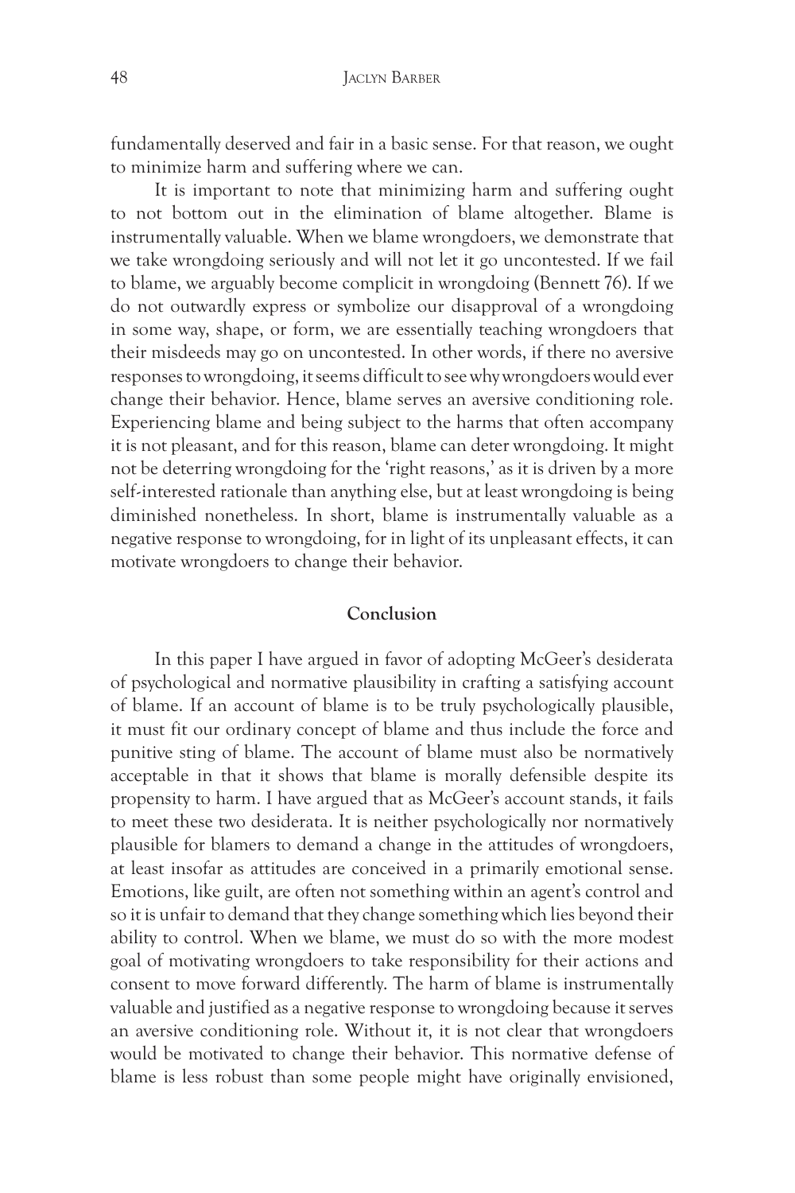fundamentally deserved and fair in a basic sense. For that reason, we ought to minimize harm and suffering where we can.

It is important to note that minimizing harm and suffering ought to not bottom out in the elimination of blame altogether. Blame is instrumentally valuable. When we blame wrongdoers, we demonstrate that we take wrongdoing seriously and will not let it go uncontested. If we fail to blame, we arguably become complicit in wrongdoing (Bennett 76). If we do not outwardly express or symbolize our disapproval of a wrongdoing in some way, shape, or form, we are essentially teaching wrongdoers that their misdeeds may go on uncontested. In other words, if there no aversive responses to wrongdoing, it seems difficult to see why wrongdoers would ever change their behavior. Hence, blame serves an aversive conditioning role. Experiencing blame and being subject to the harms that often accompany it is not pleasant, and for this reason, blame can deter wrongdoing. It might not be deterring wrongdoing for the 'right reasons,' as it is driven by a more self-interested rationale than anything else, but at least wrongdoing is being diminished nonetheless. In short, blame is instrumentally valuable as a negative response to wrongdoing, for in light of its unpleasant effects, it can motivate wrongdoers to change their behavior.

## Conclusion

In this paper I have argued in favor of adopting McGeer's desiderata of psychological and normative plausibility in crafting a satisfying account of blame. If an account of blame is to be truly psychologically plausible, it must fit our ordinary concept of blame and thus include the force and punitive sting of blame. The account of blame must also be normatively acceptable in that it shows that blame is morally defensible despite its propensity to harm. I have argued that as McGeer's account stands, it fails to meet these two desiderata. It is neither psychologically nor normatively plausible for blamers to demand a change in the attitudes of wrongdoers, at least insofar as attitudes are conceived in a primarily emotional sense. Emotions, like guilt, are often not something within an agent's control and so it is unfair to demand that they change something which lies beyond their ability to control. When we blame, we must do so with the more modest goal of motivating wrongdoers to take responsibility for their actions and consent to move forward differently. The harm of blame is instrumentally valuable and justified as a negative response to wrongdoing because it serves an aversive conditioning role. Without it, it is not clear that wrongdoers would be motivated to change their behavior. This normative defense of blame is less robust than some people might have originally envisioned,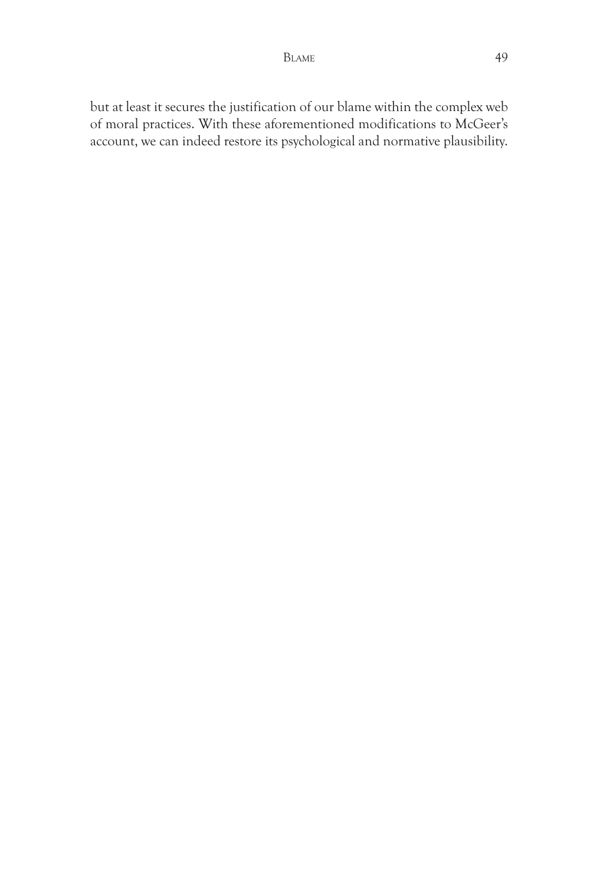but at least it secures the justification of our blame within the complex web of moral practices. With these aforementioned modifications to McGeer's account, we can indeed restore its psychological and normative plausibility.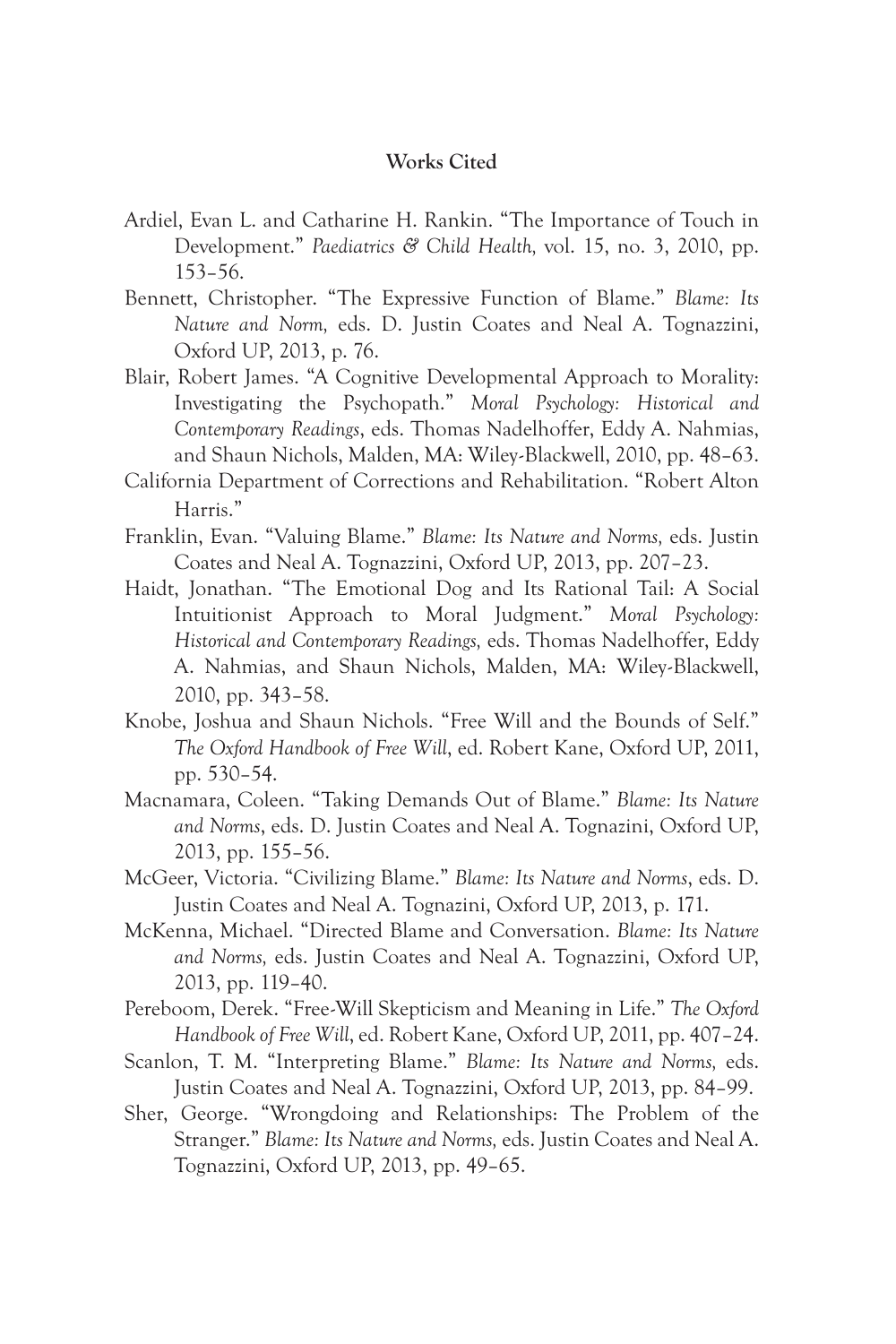## Works Cited

Ardiel, Evan L. and Catharine H. Rankin. "The Importance of Touch in Development." *Paediatrics & Child Health*, vol. 15, no. 3, 2010, pp. 153–56.

Bennett, Christopher. "The Expressive Function of Blame." *Blame: Its Nature and Norm,* eds. D. Justin Coates and Neal A. Tognazzini, Oxford UP, 2013, p. 76.

Blair, Robert James. "A Cognitive Developmental Approach to Morality: Investigating the Psychopath." *Moral Psychology: Historical and Contemporary Readings*, eds. Thomas Nadelhoffer, Eddy A. Nahmias, and Shaun Nichols, Malden, MA: Wiley-Blackwell, 2010, pp. 48–63.

California Department of Corrections and Rehabilitation. "Robert Alton Harris."

Franklin, Evan. "Valuing Blame." *Blame: Its Nature and Norms,* eds. Justin Coates and Neal A. Tognazzini, Oxford UP, 2013, pp. 207–23.

Haidt, Jonathan. "The Emotional Dog and Its Rational Tail: A Social Intuitionist Approach to Moral Judgment." *Moral Psychology: Historical and Contemporary Readings,* eds. Thomas Nadelhoffer, Eddy A. Nahmias, and Shaun Nichols, Malden, MA: Wiley-Blackwell, 2010, pp. 343–58.

Knobe, Joshua and Shaun Nichols. "Free Will and the Bounds of Self." *The Oxford Handbook of Free Will*, ed. Robert Kane, Oxford UP, 2011, pp. 530–54.

Macnamara, Coleen. "Taking Demands Out of Blame." *Blame: Its Nature and Norms*, eds. D. Justin Coates and Neal A. Tognazini, Oxford UP, 2013, pp. 155–56.

McGeer, Victoria. "Civilizing Blame." *Blame: Its Nature and Norms*, eds. D. Justin Coates and Neal A. Tognazini, Oxford UP, 2013, p. 171.

McKenna, Michael. "Directed Blame and Conversation. *Blame: Its Nature and Norms,* eds. Justin Coates and Neal A. Tognazzini, Oxford UP, 2013, pp. 119–40.

Pereboom, Derek. "Free-Will Skepticism and Meaning in Life." *The Oxford Handbook of Free Will*, ed. Robert Kane, Oxford UP, 2011, pp. 407–24.

Scanlon, T. M. "Interpreting Blame." *Blame: Its Nature and Norms,* eds. Justin Coates and Neal A. Tognazzini, Oxford UP, 2013, pp. 84–99.

Sher, George. "Wrongdoing and Relationships: The Problem of the Stranger." *Blame: Its Nature and Norms,* eds. Justin Coates and Neal A. Tognazzini, Oxford UP, 2013, pp. 49–65.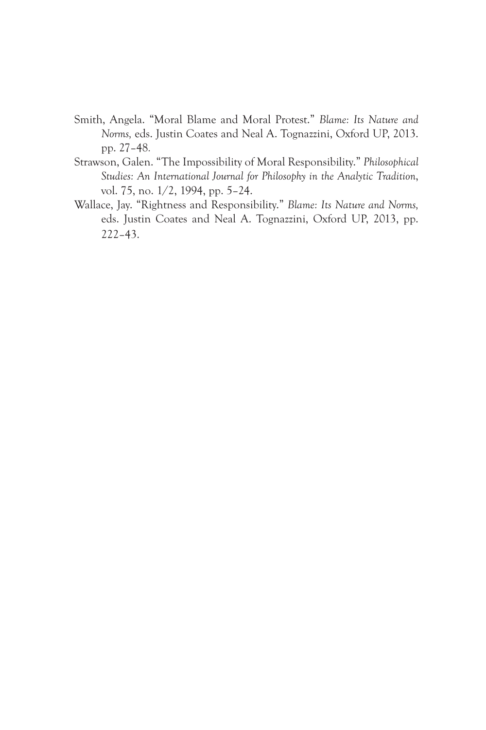Smith, Angela. "Moral Blame and Moral Protest." *Blame: Its Nature and Norms,* eds. Justin Coates and Neal A. Tognazzini, Oxford UP, 2013. pp. 27–48.

Strawson, Galen. "The Impossibility of Moral Responsibility." *Philosophical Studies: An International Journal for Philosophy in the Analytic Tradition*, vol. 75, no. 1/2, 1994, pp. 5–24.

Wallace, Jay. "Rightness and Responsibility." *Blame: Its Nature and Norms,* eds. Justin Coates and Neal A. Tognazzini, Oxford UP, 2013, pp. 222–43.